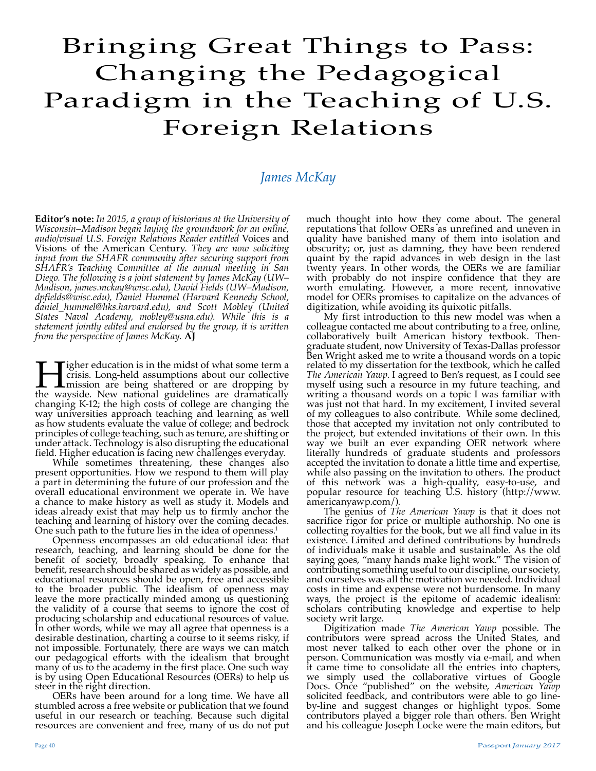# Bringing Great Things to Pass: Changing the Pedagogical Paradigm in the Teaching of U.S. Foreign Relations

*James McKay*

**Editor's note:** *In 2015, a group of historians at the University of Wisconsin–Madison began laying the groundwork for an online, audio/visual U.S. Foreign Relations Reader entitled* Voices and Visions of the American Century. *They are now soliciting input from the SHAFR community after securing support from SHAFR's Teaching Committee at the annual meeting in San Diego. The following is a joint statement by James McKay (UW–Madison, james.mckay@wisc.edu), David Fields (UW–Madison, dpfields@wisc.edu), Daniel Hummel (Harvard Kennedy School, daniel_hummel@hks.harvard.edu), and Scott Mobley (United States Naval Academy, mobley@usna.edu). While this is a statement jointly edited and endorsed by the group, it is written from the perspective of James McKay.* **AJ**

Higher education is in the midst of what some term a crisis. Long-held assumptions about our collective mission are being shattered or are dropping by the wayside. New national guidelines are dramatically changing K-12; the high costs of college are changing the way universities approach teaching and learning as well as how students evaluate the value of college; and bedrock principles of college teaching, such as tenure, are shifting or under attack. Technology is also disrupting the educational field. Higher education is facing new challenges everyday.

While sometimes threatening, these changes also present opportunities. How we respond to them will play a part in determining the future of our profession and the overall educational environment we operate in. We have a chance to make history as well as study it. Models and ideas already exist that may help us to firmly anchor the teaching and learning of history over the coming decades. One such path to the future lies in the idea of openness.[1]

Openness encompasses an old educational idea: that research, teaching, and learning should be done for the benefit of society, broadly speaking. To enhance that benefit, research should be shared as widely as possible, and educational resources should be open, free and accessible to the broader public. The idealism of openness may leave the more practically minded among us questioning the validity of a course that seems to ignore the cost of producing scholarship and educational resources of value. In other words, while we may all agree that openness is a desirable destination, charting a course to it seems risky, if not impossible. Fortunately, there are ways we can match our pedagogical efforts with the idealism that brought many of us to the academy in the first place. One such way is by using Open Educational Resources (OERs) to help us steer in the right direction.

OERs have been around for a long time. We have all stumbled across a free website or publication that we found useful in our research or teaching. Because such digital resources are convenient and free, many of us do not put much thought into how they come about. The general reputations that follow OERs as unrefined and uneven in quality have banished many of them into isolation and obscurity; or, just as damning, they have been rendered quaint by the rapid advances in web design in the last twenty years. In other words, the OERs we are familiar with probably do not inspire confidence that they are worth emulating. However, a more recent, innovative model for OERs promises to capitalize on the advances of digitization, while avoiding its quixotic pitfalls.

My first introduction to this new model was when a colleague contacted me about contributing to a free, online, collaboratively built American history textbook. Then-graduate student, now University of Texas-Dallas professor Ben Wright asked me to write a thousand words on a topic related to my dissertation for the textbook, which he called *The American Yawp*. I agreed to Ben's request, as I could see myself using such a resource in my future teaching, and writing a thousand words on a topic I was familiar with was just not that hard. In my excitement, I invited several of my colleagues to also contribute. While some declined, those that accepted my invitation not only contributed to the project, but extended invitations of their own. In this way we built an ever expanding OER network where literally hundreds of graduate students and professors accepted the invitation to donate a little time and expertise, while also passing on the invitation to others. The product of this network was a high-quality, easy-to-use, and popular resource for teaching U.S. history (http://www.americanyawp.com/).

The genius of *The American Yawp* is that it does not sacrifice rigor for price or multiple authorship. No one is collecting royalties for the book, but we all find value in its existence. Limited and defined contributions by hundreds of individuals make it usable and sustainable. As the old saying goes, "many hands make light work." The vision of contributing something useful to our discipline, our society, and ourselves was all the motivation we needed. Individual costs in time and expense were not burdensome. In many ways, the project is the epitome of academic idealism: scholars contributing knowledge and expertise to help society writ large.

Digitization made *The American Yawp* possible. The contributors were spread across the United States, and most never talked to each other over the phone or in person. Communication was mostly via e-mail, and when it came time to consolidate all the entries into chapters, we simply used the collaborative virtues of Google Docs. Once "published" on the website, *American Yawp* solicited feedback, and contributors were able to go line-by-line and suggest changes or highlight typos. Some contributors played a bigger role than others. Ben Wright and his colleague Joseph Locke were the main editors, but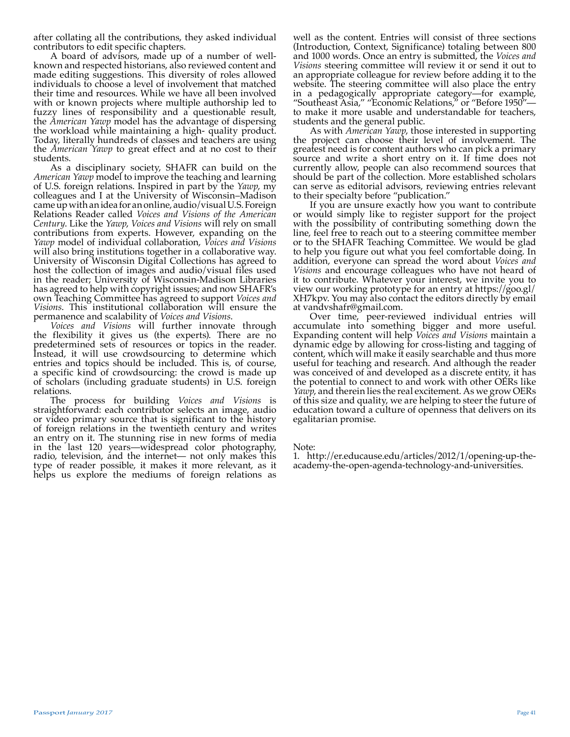after collating all the contributions, they asked individual contributors to edit specific chapters.

A board of advisors, made up of a number of well-known and respected historians, also reviewed content and made editing suggestions. This diversity of roles allowed individuals to choose a level of involvement that matched their time and resources. While we have all been involved with or known projects where multiple authorship led to fuzzy lines of responsibility and a questionable result, the *American Yawp* model has the advantage of dispersing the workload while maintaining a high- quality product. Today, literally hundreds of classes and teachers are using the *American Yawp* to great effect and at no cost to their students.

As a disciplinary society, SHAFR can build on the *American Yawp* model to improve the teaching and learning of U.S. foreign relations. Inspired in part by the *Yawp*, my colleagues and I at the University of Wisconsin–Madison came up with an idea for an online, audio/visual U.S. Foreign Relations Reader called *Voices and Visions of the American Century*. Like the *Yawp*, *Voices and Visions* will rely on small contributions from experts. However, expanding on the *Yawp* model of individual collaboration, *Voices and Visions* will also bring institutions together in a collaborative way. University of Wisconsin Digital Collections has agreed to host the collection of images and audio/visual files used in the reader; University of Wisconsin-Madison Libraries has agreed to help with copyright issues; and now SHAFR's own Teaching Committee has agreed to support *Voices and Visions*. This institutional collaboration will ensure the permanence and scalability of *Voices and Visions*.

*Voices and Visions* will further innovate through the flexibility it gives us (the experts). There are no predetermined sets of resources or topics in the reader. Instead, it will use crowdsourcing to determine which entries and topics should be included. This is, of course, a specific kind of crowdsourcing: the crowd is made up of scholars (including graduate students) in U.S. foreign relations.

The process for building *Voices and Visions* is straightforward: each contributor selects an image, audio or video primary source that is significant to the history of foreign relations in the twentieth century and writes an entry on it. The stunning rise in new forms of media in the last 120 years—widespread color photography, radio, television, and the internet— not only makes this type of reader possible, it makes it more relevant, as it helps us explore the mediums of foreign relations as well as the content. Entries will consist of three sections (Introduction, Context, Significance) totaling between 800 and 1000 words. Once an entry is submitted, the *Voices and Visions* steering committee will review it or send it out to an appropriate colleague for review before adding it to the website. The steering committee will also place the entry in a pedagogically appropriate category—for example, "Southeast Asia," "Economic Relations," or "Before 1950"—to make it more usable and understandable for teachers, students and the general public.

As with *American Yawp*, those interested in supporting the project can choose their level of involvement. The greatest need is for content authors who can pick a primary source and write a short entry on it. If time does not currently allow, people can also recommend sources that should be part of the collection. More established scholars can serve as editorial advisors, reviewing entries relevant to their specialty before "publication."

If you are unsure exactly how you want to contribute or would simply like to register support for the project with the possibility of contributing something down the line, feel free to reach out to a steering committee member or to the SHAFR Teaching Committee. We would be glad to help you figure out what you feel comfortable doing. In addition, everyone can spread the word about *Voices and Visions* and encourage colleagues who have not heard of it to contribute. Whatever your interest, we invite you to view our working prototype for an entry at https://goo.gl/XH7kpv. You may also contact the editors directly by email at vandvshafr@gmail.com.

Over time, peer-reviewed individual entries will accumulate into something bigger and more useful. Expanding content will help *Voices and Visions* maintain a dynamic edge by allowing for cross-listing and tagging of content, which will make it easily searchable and thus more useful for teaching and research. And although the reader was conceived of and developed as a discrete entity, it has the potential to connect to and work with other OERs like *Yawp*, and therein lies the real excitement. As we grow OERs of this size and quality, we are helping to steer the future of education toward a culture of openness that delivers on its egalitarian promise.

Note:
1. http://er.educause.edu/articles/2012/1/opening-up-the-academy-the-open-agenda-technology-and-universities.